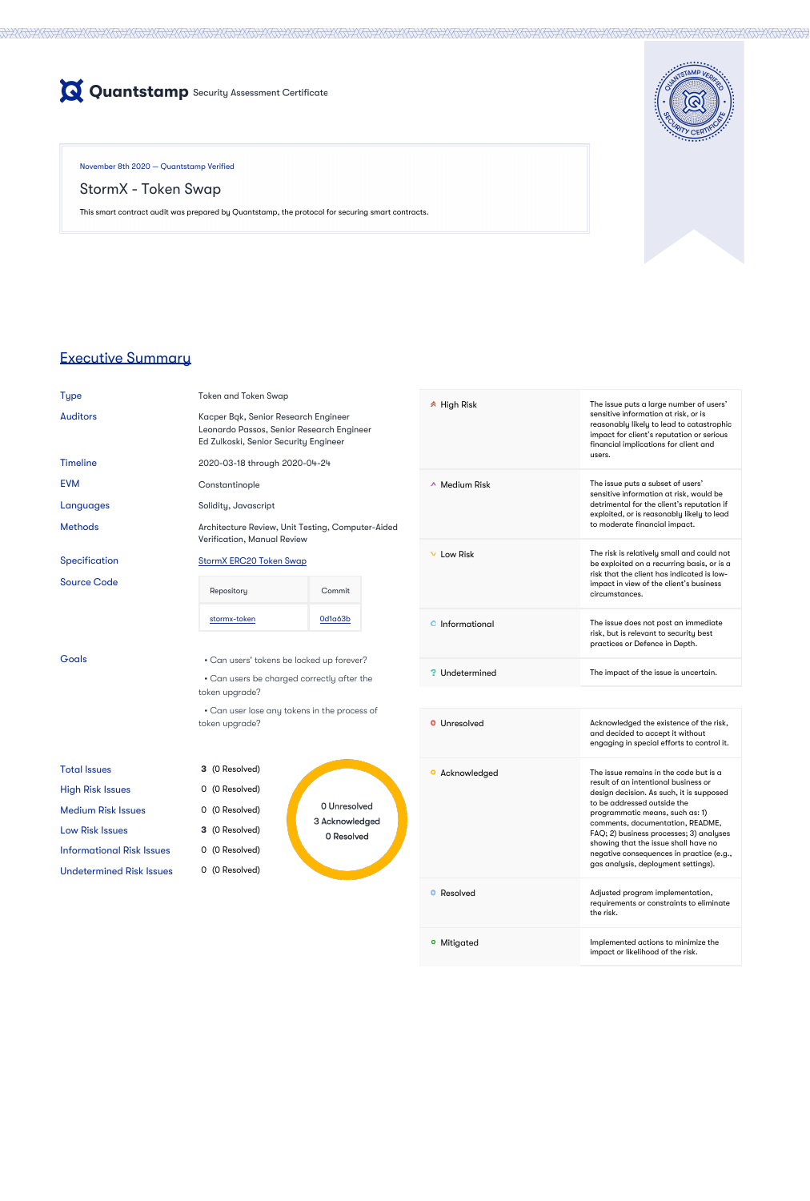# Quantstamp Security Assessment Certificate

November 8th 2020 — Quantstamp Verified

## StormX - Token Swap

This smart contract audit was prepared by Quantstamp, the protocol for securing smart contracts.

## Executive Summary

| | |
|---|---|
| Type | Token and Token Swap |
| Auditors | Kacper Bąk, Senior Research Engineer<br>Leonardo Passos, Senior Research Engineer<br>Ed Zulkoski, Senior Security Engineer |
| Timeline | 2020-03-18 through 2020-04-24 |
| EVM | Constantinople |
| Languages | Solidity, Javascript |
| Methods | Architecture Review, Unit Testing, Computer-Aided Verification, Manual Review |
| Specification | StormX ERC20 Token Swap |
| Source Code | |

| Repository | Commit |
|---|---|
| stormx-token | 0d1a63b |

**Goals**

- Can users' tokens be locked up forever?
- Can users be charged correctly after the token upgrade?
- Can user lose any tokens in the process of token upgrade?

| | |
|---|---|
| Total Issues | 3 (0 Resolved) |
| High Risk Issues | 0 (0 Resolved) |
| Medium Risk Issues | 0 (0 Resolved) |
| Low Risk Issues | 3 (0 Resolved) |
| Informational Risk Issues | 0 (0 Resolved) |
| Undetermined Risk Issues | 0 (0 Resolved) |

0 Unresolved
3 Acknowledged
0 Resolved

| | |
|---|---|
| High Risk | The issue puts a large number of users' sensitive information at risk, or is reasonably likely to lead to catastrophic impact for client's reputation or serious financial implications for client and users. |
| Medium Risk | The issue puts a subset of users' sensitive information at risk, would be detrimental for the client's reputation if exploited, or is reasonably likely to lead to moderate financial impact. |
| Low Risk | The risk is relatively small and could not be exploited on a recurring basis, or is a risk that the client has indicated is low-impact in view of the client's business circumstances. |
| Informational | The issue does not post an immediate risk, but is relevant to security best practices or Defence in Depth. |
| Undetermined | The impact of the issue is uncertain. |

| | |
|---|---|
| Unresolved | Acknowledged the existence of the risk, and decided to accept it without engaging in special efforts to control it. |
| Acknowledged | The issue remains in the code but is a result of an intentional business or design decision. As such, it is supposed to be addressed outside the programmatic means, such as: 1) comments, documentation, README, FAQ; 2) business processes; 3) analyses showing that the issue shall have no negative consequences in practice (e.g., gas analysis, deployment settings). |
| Resolved | Adjusted program implementation, requirements or constraints to eliminate the risk. |
| Mitigated | Implemented actions to minimize the impact or likelihood of the risk. |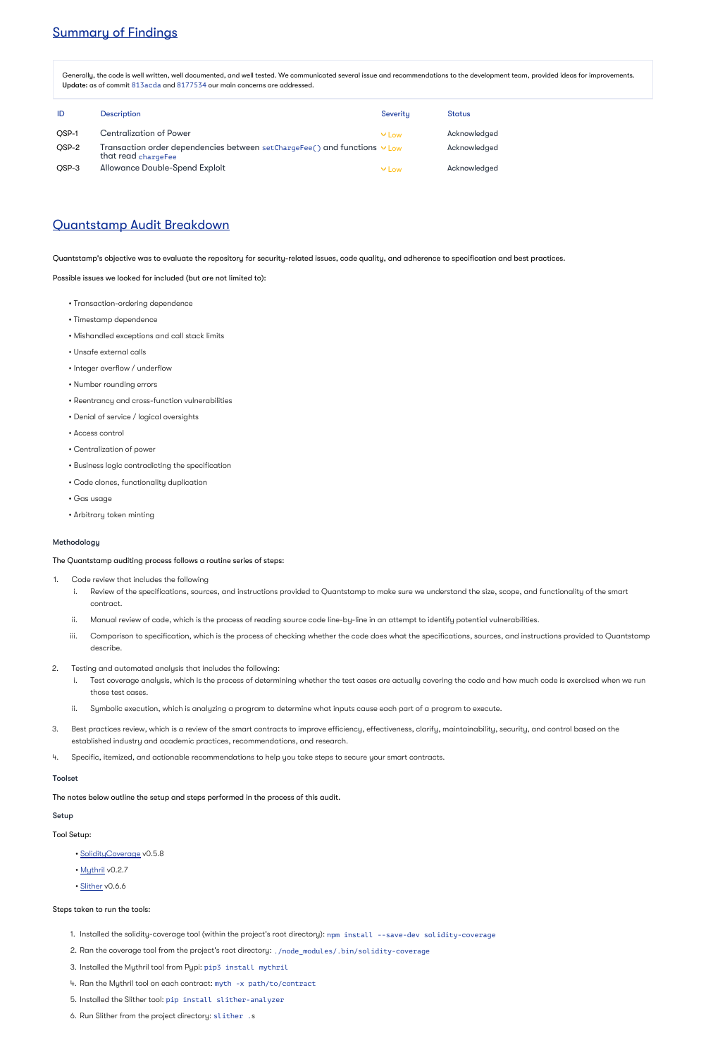## Summary of Findings

Generally, the code is well written, well documented, and well tested. We communicated several issue and recommendations to the development team, provided ideas for improvements. **Update:** as of commit `813acda` and `8177534` our main concerns are addressed.

| ID | Description | Severity | Status |
| --- | --- | --- | --- |
| QSP-1 | Centralization of Power | Low | Acknowledged |
| QSP-2 | Transaction order dependencies between `setChargeFee()` and functions that read `chargeFee` | Low | Acknowledged |
| QSP-3 | Allowance Double-Spend Exploit | Low | Acknowledged |

## Quantstamp Audit Breakdown

Quantstamp's objective was to evaluate the repository for security-related issues, code quality, and adherence to specification and best practices.

Possible issues we looked for included (but are not limited to):

- Transaction-ordering dependence
- Timestamp dependence
- Mishandled exceptions and call stack limits
- Unsafe external calls
- Integer overflow / underflow
- Number rounding errors
- Reentrancy and cross-function vulnerabilities
- Denial of service / logical oversights
- Access control
- Centralization of power
- Business logic contradicting the specification
- Code clones, functionality duplication
- Gas usage
- Arbitrary token minting

### Methodology

The Quantstamp auditing process follows a routine series of steps:

1. Code review that includes the following
   i. Review of the specifications, sources, and instructions provided to Quantstamp to make sure we understand the size, scope, and functionality of the smart contract.
   ii. Manual review of code, which is the process of reading source code line-by-line in an attempt to identify potential vulnerabilities.
   iii. Comparison to specification, which is the process of checking whether the code does what the specifications, sources, and instructions provided to Quantstamp describe.
2. Testing and automated analysis that includes the following:
   i. Test coverage analysis, which is the process of determining whether the test cases are actually covering the code and how much code is exercised when we run those test cases.
   ii. Symbolic execution, which is analyzing a program to determine what inputs cause each part of a program to execute.
3. Best practices review, which is a review of the smart contracts to improve efficiency, effectiveness, clarify, maintainability, security, and control based on the established industry and academic practices, recommendations, and research.
4. Specific, itemized, and actionable recommendations to help you take steps to secure your smart contracts.

### Toolset

The notes below outline the setup and steps performed in the process of this audit.

### Setup

Tool Setup:

- SolidityCoverage v0.5.8
- Mythril v0.2.7
- Slither v0.6.6

Steps taken to run the tools:

1. Installed the solidity-coverage tool (within the project's root directory): `npm install --save-dev solidity-coverage`
2. Ran the coverage tool from the project's root directory: `./node_modules/.bin/solidity-coverage`
3. Installed the Mythril tool from Pypi: `pip3 install mythril`
4. Ran the Mythril tool on each contract: `myth -x path/to/contract`
5. Installed the Slither tool: `pip install slither-analyzer`
6. Run Slither from the project directory: `slither .s`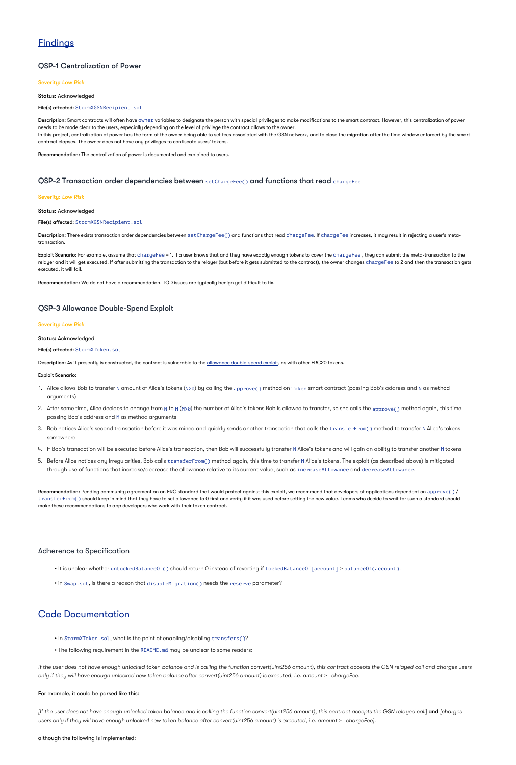## Findings

### QSP-1 Centralization of Power

*Severity: Low Risk*

**Status:** Acknowledged

**File(s) affected:** `StormXGSNRecipient.sol`

**Description:** Smart contracts will often have `owner` variables to designate the person with special privileges to make modifications to the smart contract. However, this centralization of power needs to be made clear to the users, especially depending on the level of privilege the contract allows to the owner.
In this project, centralization of power has the form of the owner being able to set fees associated with the GSN network, and to close the migration after the time window enforced by the smart contract elapses. The owner does not have any privileges to confiscate users' tokens.

**Recommendation:** The centralization of power is documented and explained to users.

### QSP-2 Transaction order dependencies between `setChargeFee()` and functions that read `chargeFee`

*Severity: Low Risk*

**Status:** Acknowledged

**File(s) affected:** `StormXGSNRecipient.sol`

**Description:** There exists transaction order dependencies between `setChargeFee()` and functions that read `chargeFee`. If `chargeFee` increases, it may result in rejecting a user's meta-transaction.

**Exploit Scenario:** For example, assume that `chargeFee` = 1. If a user knows that and they have exactly enough tokens to cover the `chargeFee` , they can submit the meta-transaction to the relayer and it will get executed. If after submitting the transaction to the relayer (but before it gets submitted to the contract), the owner changes `chargeFee` to 2 and then the transaction gets executed, it will fail.

**Recommendation:** We do not have a recommendation. TOD issues are typically benign yet difficult to fix.

### QSP-3 Allowance Double-Spend Exploit

*Severity: Low Risk*

**Status:** Acknowledged

**File(s) affected:** `StormXToken.sol`

**Description:** As it presently is constructed, the contract is vulnerable to the allowance double-spend exploit, as with other ERC20 tokens.

**Exploit Scenario:**

1. Alice allows Bob to transfer `N` amount of Alice's tokens (`N>0`) by calling the `approve()` method on `Token` smart contract (passing Bob's address and `N` as method arguments)
2. After some time, Alice decides to change from `N` to `M` (`M>0`) the number of Alice's tokens Bob is allowed to transfer, so she calls the `approve()` method again, this time passing Bob's address and `M` as method arguments
3. Bob notices Alice's second transaction before it was mined and quickly sends another transaction that calls the `transferFrom()` method to transfer `N` Alice's tokens somewhere
4. If Bob's transaction will be executed before Alice's transaction, then Bob will successfully transfer `N` Alice's tokens and will gain an ability to transfer another `M` tokens
5. Before Alice notices any irregularities, Bob calls `transferFrom()` method again, this time to transfer `M` Alice's tokens. The exploit (as described above) is mitigated through use of functions that increase/decrease the allowance relative to its current value, such as `increaseAllowance` and `decreaseAllowance`.

**Recommendation:** Pending community agreement on an ERC standard that would protect against this exploit, we recommend that developers of applications dependent on `approve()` / `transferFrom()` should keep in mind that they have to set allowance to 0 first and verify if it was used before setting the new value. Teams who decide to wait for such a standard should make these recommendations to app developers who work with their token contract.

### Adherence to Specification

- It is unclear whether `unlockedBalanceOf()` should return 0 instead of reverting if `lockedBalanceOf[account] > balanceOf(account)`.
- in `Swap.sol`, is there a reason that `disableMigration()` needs the `reserve` parameter?

## Code Documentation

- In `StormXToken.sol`, what is the point of enabling/disabling `transfers()`?
- The following requirement in the `README.md` may be unclear to some readers:

*If the user does not have enough unlocked token balance and is calling the function convert(uint256 amount), this contract accepts the GSN relayed call and charges users only if they will have enough unlocked new token balance after convert(uint256 amount) is executed, i.e. amount >= chargeFee.*

For example, it could be parsed like this:

*[If the user does not have enough unlocked token balance and is calling the function convert(uint256 amount), this contract accepts the GSN relayed call]* **and** *[charges users only if they will have enough unlocked new token balance after convert(uint256 amount) is executed, i.e. amount >= chargeFee].*

although the following is implemented: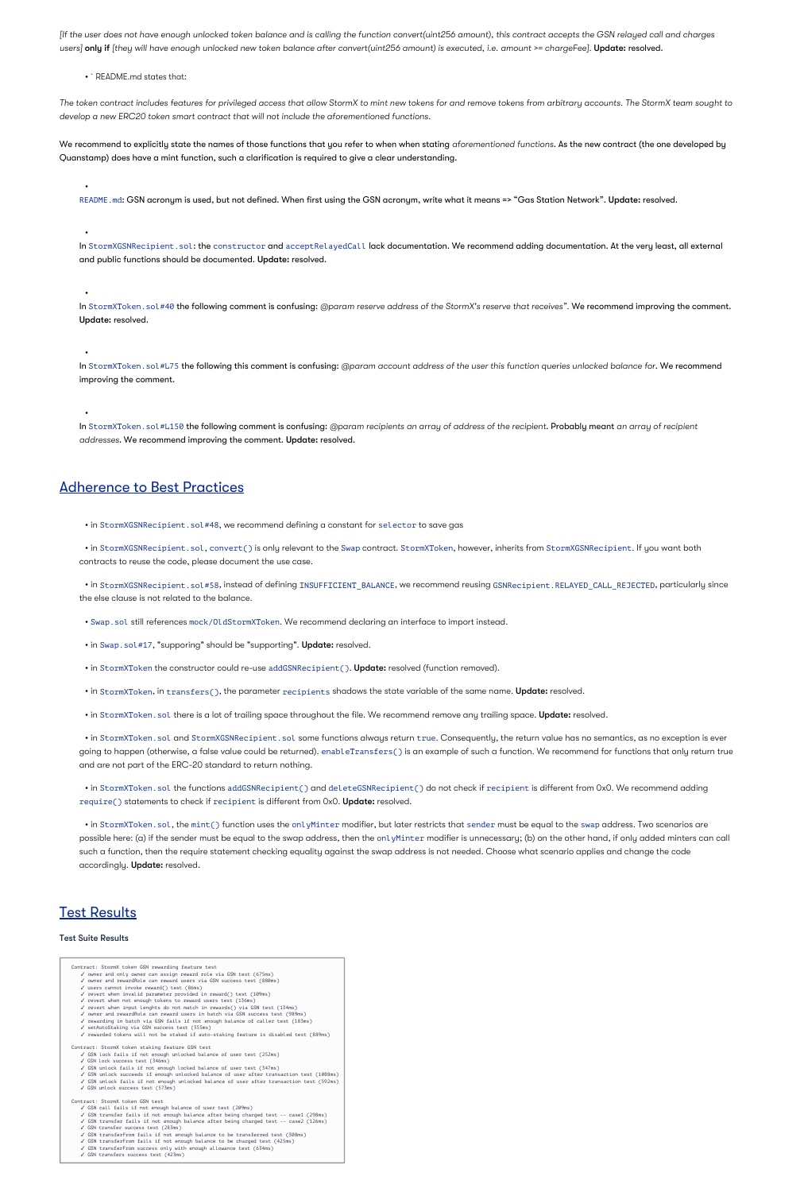*[If the user does not have enough unlocked token balance and is calling the function convert(uint256 amount), this contract accepts the GSN relayed call and charges users]* **only if** *[they will have enough unlocked new token balance after convert(uint256 amount) is executed, i.e. amount >= chargeFee]*. **Update:** resolved.

- ` README.md states that:

*The token contract includes features for privileged access that allow StormX to mint new tokens for and remove tokens from arbitrary accounts. The StormX team sought to develop a new ERC20 token smart contract that will not include the aforementioned functions.*

We recommend to explicitly state the names of those functions that you refer to when when stating *aforementioned functions*. As the new contract (the one developed by Quanstamp) does have a mint function, such a clarification is required to give a clear understanding.

- `README.md`: GSN acronym is used, but not defined. When first using the GSN acronym, write what it means => "Gas Station Network". **Update:** resolved.

- In `StormXGSNRecipient.sol`: the `constructor` and `acceptRelayedCall` lack documentation. We recommend adding documentation. At the very least, all external and public functions should be documented. **Update:** resolved.

- In `StormXToken.sol#40` the following comment is confusing: *@param reserve address of the StormX's reserve that receives"*. We recommend improving the comment. **Update:** resolved.

- In `StormXToken.sol#L75` the following this comment is confusing: *@param account address of the user this function queries unlocked balance for*. We recommend improving the comment.

- In `StormXToken.sol#L150` the following comment is confusing: *@param recipients an array of address of the recipient*. Probably meant *an array of recipient addresses*. We recommend improving the comment. **Update:** resolved.

## Adherence to Best Practices

- in `StormXGSNRecipient.sol#48`, we recommend defining a constant for `selector` to save gas
- in `StormXGSNRecipient.sol`, `convert()` is only relevant to the `Swap` contract. `StormXToken`, however, inherits from `StormXGSNRecipient`. If you want both contracts to reuse the code, please document the use case.
- in `StormXGSNRecipient.sol#58`, instead of defining `INSUFFICIENT_BALANCE`, we recommend reusing `GSNRecipient.RELAYED_CALL_REJECTED`, particularly since the else clause is not related to the balance.
- `Swap.sol` still references `mock/OldStormXToken`. We recommend declaring an interface to import instead.
- in `Swap.sol#17`, "supporing" should be "supporting". **Update:** resolved.
- in `StormXToken` the constructor could re-use `addGSNRecipient()`. **Update:** resolved (function removed).
- in `StormXToken`, in `transfers()`, the parameter `recipients` shadows the state variable of the same name. **Update:** resolved.
- in `StormXToken.sol` there is a lot of trailing space throughout the file. We recommend remove any trailing space. **Update:** resolved.
- in `StormXToken.sol` and `StormXGSNRecipient.sol` some functions always return `true`. Consequently, the return value has no semantics, as no exception is ever going to happen (otherwise, a false value could be returned). `enableTransfers()` is an example of such a function. We recommend for functions that only return true and are not part of the ERC-20 standard to return nothing.
- in `StormXToken.sol` the functions `addGSNRecipient()` and `deleteGSNRecipient()` do not check if `recipient` is different from 0x0. We recommend adding `require()` statements to check if `recipient` is different from 0x0. **Update:** resolved.
- in `StormXToken.sol`, the `mint()` function uses the `onlyMinter` modifier, but later restricts that `sender` must be equal to the `swap` address. Two scenarios are possible here: (a) if the sender must be equal to the swap address, then the `onlyMinter` modifier is unnecessary; (b) on the other hand, if only added minters can call such a function, then the require statement checking equality against the swap address is not needed. Choose what scenario applies and change the code accordingly. **Update:** resolved.

## Test Results

**Test Suite Results**

```
Contract: StormX token GSN rewarding feature test
  ✓ owner and only owner can assign reward role via GSN test (675ms)
  ✓ owner and rewardRole can reward users via GSN success test (880ms)
  ✓ users cannot invoke reward() test (86ms)
  ✓ revert when invalid parameter provided in reward() test (109ms)
  ✓ revert when not enough tokens to reward users test (136ms)
  ✓ revert when input lengths do not match in rewards() via GSN test (134ms)
  ✓ owner and rewardRole can reward users in batch via GSN success test (989ms)
  ✓ rewarding in batch via GSN fails if not enough balance of caller test (183ms)
  ✓ setAutoStaking via GSN success test (555ms)
  ✓ rewarded tokens will not be staked if auto-staking feature is disabled test (889ms)

Contract: StormX token staking feature GSN test
  ✓ GSN lock fails if not enough unlocked balance of user test (252ms)
  ✓ GSN lock success test (346ms)
  ✓ GSN unlock fails if not enough locked balance of user test (347ms)
  ✓ GSN unlock succeeds if enough unlocked balance of user after transaction test (1088ms)
  ✓ GSN unlock fails if not enough unlocked balance of user after transaction test (592ms)
  ✓ GSN unlock success test (573ms)

Contract: StormX token GSN test
  ✓ GSN call fails if not enough balance of user test (209ms)
  ✓ GSN transfer fails if not enough balance after being charged test -- case1 (298ms)
  ✓ GSN transfer fails if not enough balance after being charged test -- case2 (126ms)
  ✓ GSN transfer success test (283ms)
  ✓ GSN transferFrom fails if not enough balance to be transferred test (308ms)
  ✓ GSN transferFrom fails if not enough balance to be charged test (425ms)
  ✓ GSN transferFrom success only with enough allowance test (634ms)
  ✓ GSN transfers success test (423ms)
```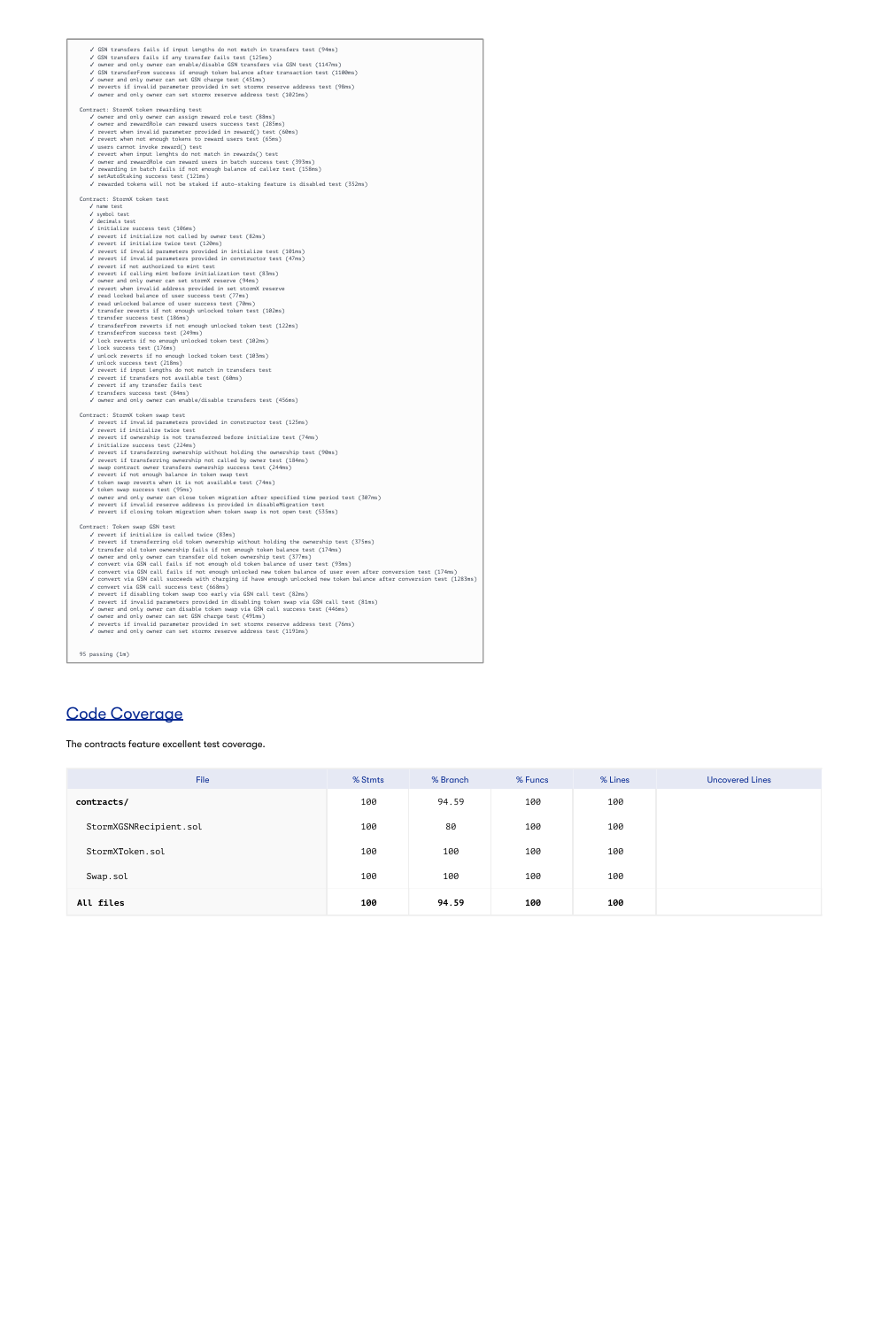```
✓ GSN transfers fails if input lengths do not match in transfers test (94ms)
✓ GSN transfers fails if any transfer fails test (125ms)
✓ owner and only owner can enable/disable GSN transfers via GSN test (1147ms)
✓ GSN transferFrom success if enough token balance after transaction test (1100ms)
✓ owner and only owner can set GSN charge test (451ms)
✓ reverts if invalid parameter provided in set stormx reserve address test (98ms)
✓ owner and only owner can set stormx reserve address test (1021ms)

Contract: StormX token rewarding test
  ✓ owner and only owner can assign reward role test (88ms)
  ✓ owner and rewardRole can reward users success test (285ms)
  ✓ revert when invalid parameter provided in reward() test (60ms)
  ✓ revert when not enough tokens to reward users test (65ms)
  ✓ users cannot invoke reward() test
  ✓ revert when input lenghts do not match in rewards() test
  ✓ owner and rewardRole can reward users in batch success test (393ms)
  ✓ rewarding in batch fails if not enough balance of caller test (158ms)
  ✓ setAutoStaking success test (121ms)
  ✓ rewarded tokens will not be staked if auto-staking feature is disabled test (352ms)

Contract: StormX token test
  ✓ name test
  ✓ symbol test
  ✓ decimals test
  ✓ initialize success test (106ms)
  ✓ revert if initialize not called by owner test (82ms)
  ✓ revert if initialize twice test (120ms)
  ✓ revert if invalid parameters provided in initialize test (101ms)
  ✓ revert if invalid parameters provided in constructor test (47ms)
  ✓ revert if not authorized to mint test
  ✓ revert if calling mint before initialization test (83ms)
  ✓ owner and only owner can set stormX reserve (94ms)
  ✓ revert when invalid address provided in set stormX reserve
  ✓ read locked balance of user success test (77ms)
  ✓ read unlocked balance of user success test (70ms)
  ✓ transfer reverts if not enough unlocked token test (102ms)
  ✓ transfer success test (186ms)
  ✓ transferFrom reverts if not enough unlocked token test (122ms)
  ✓ transferFrom success test (249ms)
  ✓ lock reverts if no enough unlocked token test (102ms)
  ✓ lock success test (176ms)
  ✓ unlock reverts if no enough locked token test (103ms)
  ✓ unlock success test (218ms)
  ✓ revert if input lengths do not match in transfers test
  ✓ revert if transfers not available test (60ms)
  ✓ revert if any transfer fails test
  ✓ transfers success test (84ms)
  ✓ owner and only owner can enable/disable transfers test (456ms)

Contract: StormX token swap test
  ✓ revert if invalid parameters provided in constructor test (125ms)
  ✓ revert if initialize twice test
  ✓ revert if ownership is not transferred before initialize test (74ms)
  ✓ initialize success test (224ms)
  ✓ revert if transferring ownership without holding the ownership test (90ms)
  ✓ revert if transferring ownership not called by owner test (184ms)
  ✓ swap contract owner transfers ownership success test (244ms)
  ✓ revert if not enough balance in token swap test
  ✓ token swap reverts when it is not available test (74ms)
  ✓ token swap success test (95ms)
  ✓ owner and only owner can close token migration after specified time period test (307ms)
  ✓ revert if invalid reserve address is provided in disableMigration test
  ✓ revert if closing token migration when token swap is not open test (535ms)

Contract: Token swap GSN test
  ✓ revert if initialize is called twice (83ms)
  ✓ revert if transferring old token ownership without holding the ownership test (375ms)
  ✓ transfer old token ownership fails if not enough token balance test (174ms)
  ✓ owner and only owner can transfer old token ownership test (377ms)
  ✓ convert via GSN call fails if not enough old token balance of user test (93ms)
  ✓ convert via GSN call fails if not enough unlocked new token balance of user even after conversion test (174ms)
  ✓ convert via GSN call succeeds with charging if have enough unlocked new token balance after conversion test (1283ms)
  ✓ convert via GSN call success test (668ms)
  ✓ revert if disabling token swap too early via GSN call test (82ms)
  ✓ revert if invalid parameters provided in disabling token swap via GSN call test (81ms)
  ✓ owner and only owner can disable token swap via GSN call success test (446ms)
  ✓ owner and only owner can set GSN charge test (491ms)
  ✓ reverts if invalid parameter provided in set stormx reserve address test (76ms)
  ✓ owner and only owner can set stormx reserve address test (1191ms)


95 passing (1m)
```

## Code Coverage

The contracts feature excellent test coverage.

| File | % Stmts | % Branch | % Funcs | % Lines | Uncovered Lines |
| --- | --- | --- | --- | --- | --- |
| **contracts/** | 100 | 94.59 | 100 | 100 | |
| StormXGSNRecipient.sol | 100 | 80 | 100 | 100 | |
| StormXToken.sol | 100 | 100 | 100 | 100 | |
| Swap.sol | 100 | 100 | 100 | 100 | |
| **All files** | **100** | **94.59** | **100** | **100** | |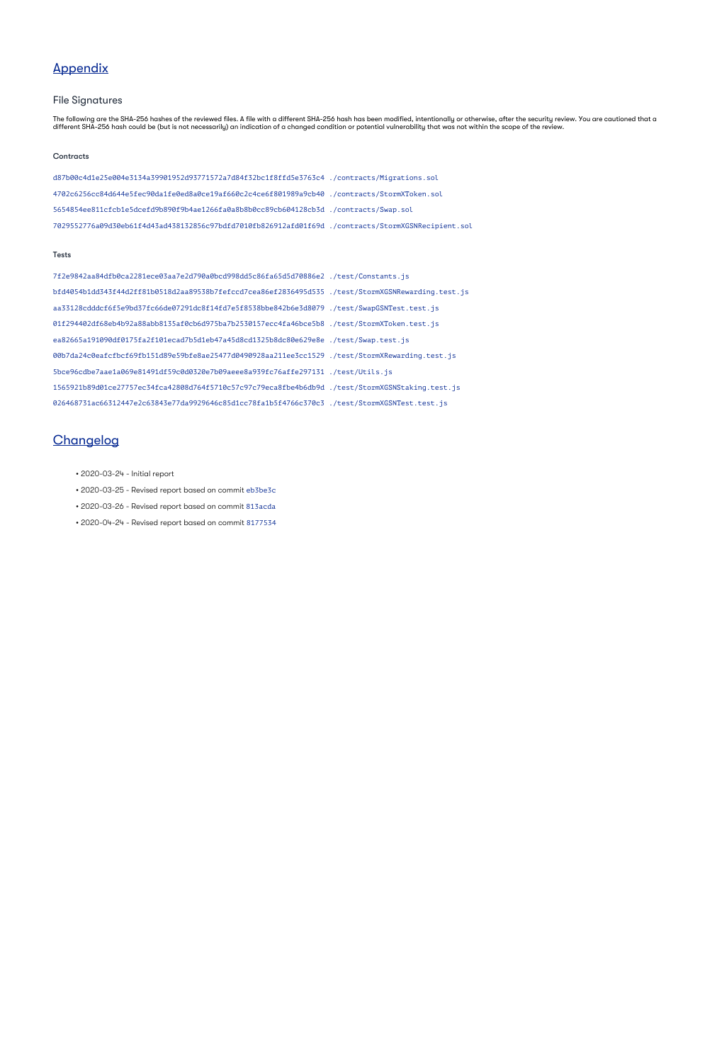## Appendix

### File Signatures

The following are the SHA-256 hashes of the reviewed files. A file with a different SHA-256 hash has been modified, intentionally or otherwise, after the security review. You are cautioned that a different SHA-256 hash could be (but is not necessarily) an indication of a changed condition or potential vulnerability that was not within the scope of the review.

#### Contracts

```
d87b00c4d1e25e004e3134a39901952d93771572a7d84f32bc1f8ffd5e3763c4 ./contracts/Migrations.sol
4702c6256cc84d644e5fec90da1fe0ed8a0ce19af660c2c4ce6f801989a9cb40 ./contracts/StormXToken.sol
5654854ee811cfcb1e5dcefd9b890f9b4ae1266fa0a8b8b0cc89cb604128cb3d ./contracts/Swap.sol
7029552776a09d30eb61f4d43ad438132856c97bdfd7010fb826912afd01f69d ./contracts/StormXGSNRecipient.sol
```

#### Tests

```
7f2e9842aa84dfb0ca2281ece03aa7e2d790a0bcd998dd5c86fa65d5d70886e2 ./test/Constants.js
bfd4054b1dd343f44d2ff81b0518d2aa89538b7fefccd7cea86ef2836495d535 ./test/StormXGSNRewarding.test.js
aa33128cdddcf6f5e9bd37fc66de07291dc8f14fd7e5f8538bbe842b6e3d8079 ./test/SwapGSNTest.test.js
01f294402df68eb4b92a88abb8135af0cb6d975ba7b2530157ecc4fa46bce5b8 ./test/StormXToken.test.js
ea82665a191090df0175fa2f101ecad7b5d1eb47a45d8cd1325b8dc80e629e8e ./test/Swap.test.js
00b7da24c0eafcfbcf69fb151d89e59bfe8ae25477d0490928aa211ee3cc1529 ./test/StormXRewarding.test.js
5bce96cdbe7aae1a069e81491df59c0d0320e7b09aeee8a939fc76affe297131 ./test/Utils.js
1565921b89d01ce27757ec34fca42808d764f5710c57c97c79eca8fbe4b6db9d ./test/StormXGSNStaking.test.js
026468731ac66312447e2c63843e77da9929646c85d1cc78fa1b5f4766c370c3 ./test/StormXGSNTest.test.js
```

## Changelog

- 2020-03-24 - Initial report
- 2020-03-25 - Revised report based on commit eb3be3c
- 2020-03-26 - Revised report based on commit 813acda
- 2020-04-24 - Revised report based on commit 8177534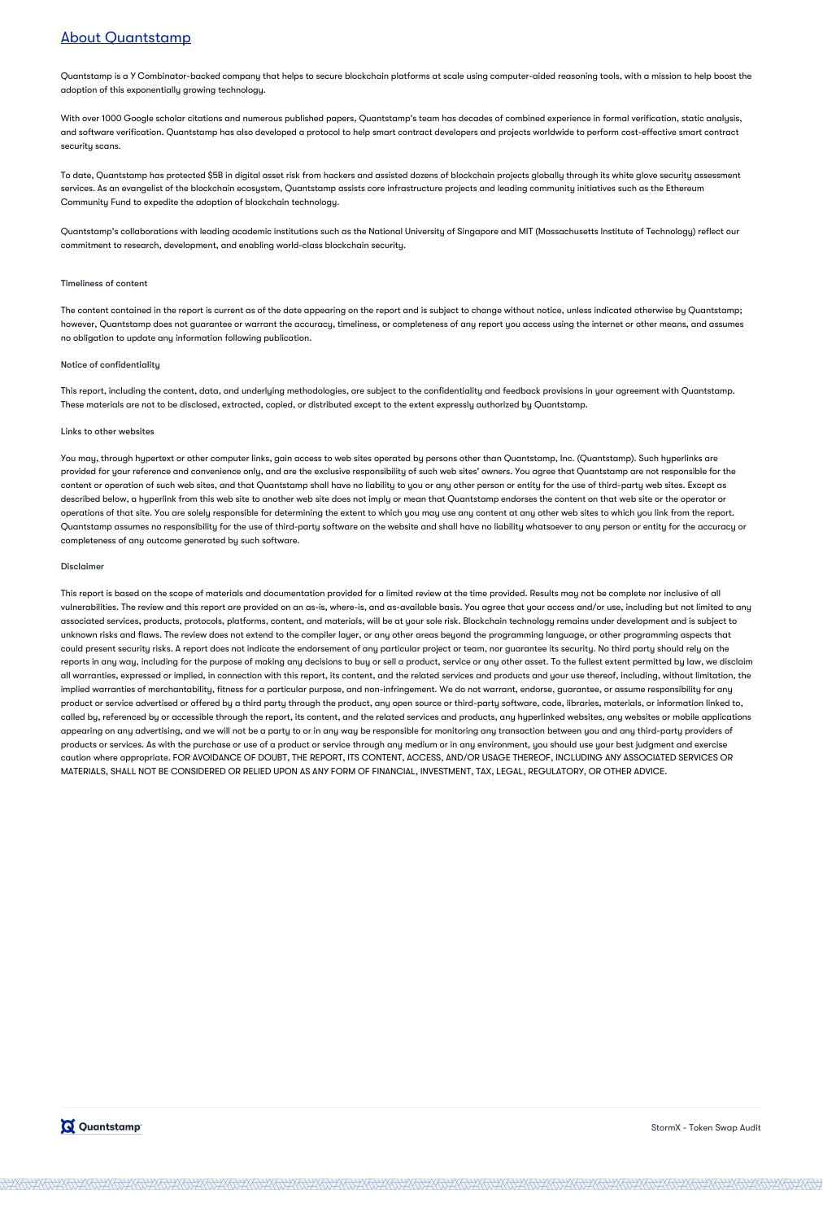## About Quantstamp

Quantstamp is a Y Combinator-backed company that helps to secure blockchain platforms at scale using computer-aided reasoning tools, with a mission to help boost the adoption of this exponentially growing technology.

With over 1000 Google scholar citations and numerous published papers, Quantstamp's team has decades of combined experience in formal verification, static analysis, and software verification. Quantstamp has also developed a protocol to help smart contract developers and projects worldwide to perform cost-effective smart contract security scans.

To date, Quantstamp has protected $5B in digital asset risk from hackers and assisted dozens of blockchain projects globally through its white glove security assessment services. As an evangelist of the blockchain ecosystem, Quantstamp assists core infrastructure projects and leading community initiatives such as the Ethereum Community Fund to expedite the adoption of blockchain technology.

Quantstamp's collaborations with leading academic institutions such as the National University of Singapore and MIT (Massachusetts Institute of Technology) reflect our commitment to research, development, and enabling world-class blockchain security.

### Timeliness of content

The content contained in the report is current as of the date appearing on the report and is subject to change without notice, unless indicated otherwise by Quantstamp; however, Quantstamp does not guarantee or warrant the accuracy, timeliness, or completeness of any report you access using the internet or other means, and assumes no obligation to update any information following publication.

### Notice of confidentiality

This report, including the content, data, and underlying methodologies, are subject to the confidentiality and feedback provisions in your agreement with Quantstamp. These materials are not to be disclosed, extracted, copied, or distributed except to the extent expressly authorized by Quantstamp.

### Links to other websites

You may, through hypertext or other computer links, gain access to web sites operated by persons other than Quantstamp, Inc. (Quantstamp). Such hyperlinks are provided for your reference and convenience only, and are the exclusive responsibility of such web sites' owners. You agree that Quantstamp are not responsible for the content or operation of such web sites, and that Quantstamp shall have no liability to you or any other person or entity for the use of third-party web sites. Except as described below, a hyperlink from this web site to another web site does not imply or mean that Quantstamp endorses the content on that web site or the operator or operations of that site. You are solely responsible for determining the extent to which you may use any content at any other web sites to which you link from the report. Quantstamp assumes no responsibility for the use of third-party software on the website and shall have no liability whatsoever to any person or entity for the accuracy or completeness of any outcome generated by such software.

### Disclaimer

This report is based on the scope of materials and documentation provided for a limited review at the time provided. Results may not be complete nor inclusive of all vulnerabilities. The review and this report are provided on an as-is, where-is, and as-available basis. You agree that your access and/or use, including but not limited to any associated services, products, protocols, platforms, content, and materials, will be at your sole risk. Blockchain technology remains under development and is subject to unknown risks and flaws. The review does not extend to the compiler layer, or any other areas beyond the programming language, or other programming aspects that could present security risks. A report does not indicate the endorsement of any particular project or team, nor guarantee its security. No third party should rely on the reports in any way, including for the purpose of making any decisions to buy or sell a product, service or any other asset. To the fullest extent permitted by law, we disclaim all warranties, expressed or implied, in connection with this report, its content, and the related services and products and your use thereof, including, without limitation, the implied warranties of merchantability, fitness for a particular purpose, and non-infringement. We do not warrant, endorse, guarantee, or assume responsibility for any product or service advertised or offered by a third party through the product, any open source or third-party software, code, libraries, materials, or information linked to, called by, referenced by or accessible through the report, its content, and the related services and products, any hyperlinked websites, any websites or mobile applications appearing on any advertising, and we will not be a party to or in any way be responsible for monitoring any transaction between you and any third-party providers of products or services. As with the purchase or use of a product or service through any medium or in any environment, you should use your best judgment and exercise caution where appropriate. FOR AVOIDANCE OF DOUBT, THE REPORT, ITS CONTENT, ACCESS, AND/OR USAGE THEREOF, INCLUDING ANY ASSOCIATED SERVICES OR MATERIALS, SHALL NOT BE CONSIDERED OR RELIED UPON AS ANY FORM OF FINANCIAL, INVESTMENT, TAX, LEGAL, REGULATORY, OR OTHER ADVICE.